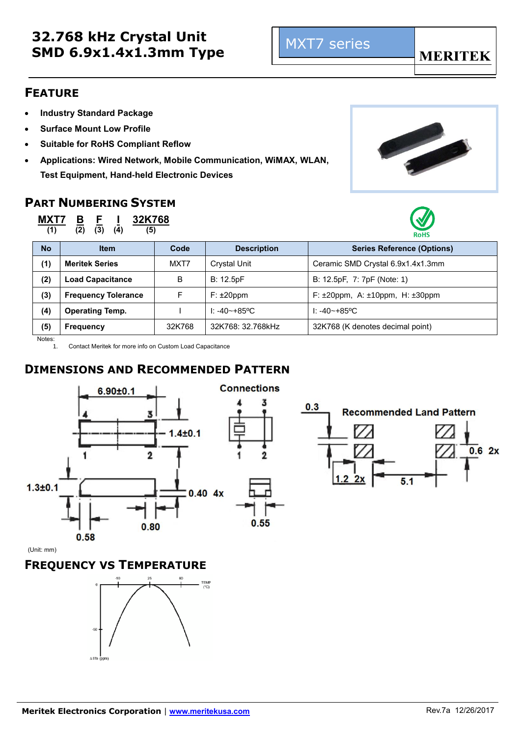# 32.768 kHz Crystal Unit
# SMD 6.9x1.4x1.3mm Type

MXT7 series

MERITEK

## FEATURE

- **Industry Standard Package**
- **Surface Mount Low Profile**
- **Suitable for RoHS Compliant Reflow**
- **Applications: Wired Network, Mobile Communication, WiMAX, WLAN, Test Equipment, Hand-held Electronic Devices**

## PART NUMBERING SYSTEM

**MXT7** (1) **B** (2) **F** (3) **I** (4) **32K768** (5)

RoHS

| No | Item | Code | Description | Series Reference (Options) |
|---|---|---|---|---|
| (1) | Meritek Series | MXT7 | Crystal Unit | Ceramic SMD Crystal 6.9x1.4x1.3mm |
| (2) | Load Capacitance | B | B: 12.5pF | B: 12.5pF, 7: 7pF (Note: 1) |
| (3) | Frequency Tolerance | F | F: ±20ppm | F: ±20ppm, A: ±10ppm, H: ±30ppm |
| (4) | Operating Temp. | I | I: -40~+85ºC | I: -40~+85ºC |
| (5) | Frequency | 32K768 | 32K768: 32.768kHz | 32K768 (K denotes decimal point) |

Notes:
1. Contact Meritek for more info on Custom Load Capacitance

## DIMENSIONS AND RECOMMENDED PATTERN

6.90±0.1 &nbsp; 1.4±0.1 &nbsp; 1.3±0.1 &nbsp; 0.40 4x &nbsp; 0.58 &nbsp; 0.80

Connections: 4 3 / 1 2 &nbsp; 0.55

Recommended Land Pattern: 0.3 &nbsp; 0.6 2x &nbsp; 1.2 2x &nbsp; 5.1

(Unit: mm)

## FREQUENCY VS TEMPERATURE

TEMP (°C): -10, 25, 60

Δf/fo (ppm): 0, -50

Meritek Electronics Corporation | www.meritekusa.com &nbsp; Rev.7a 12/26/2017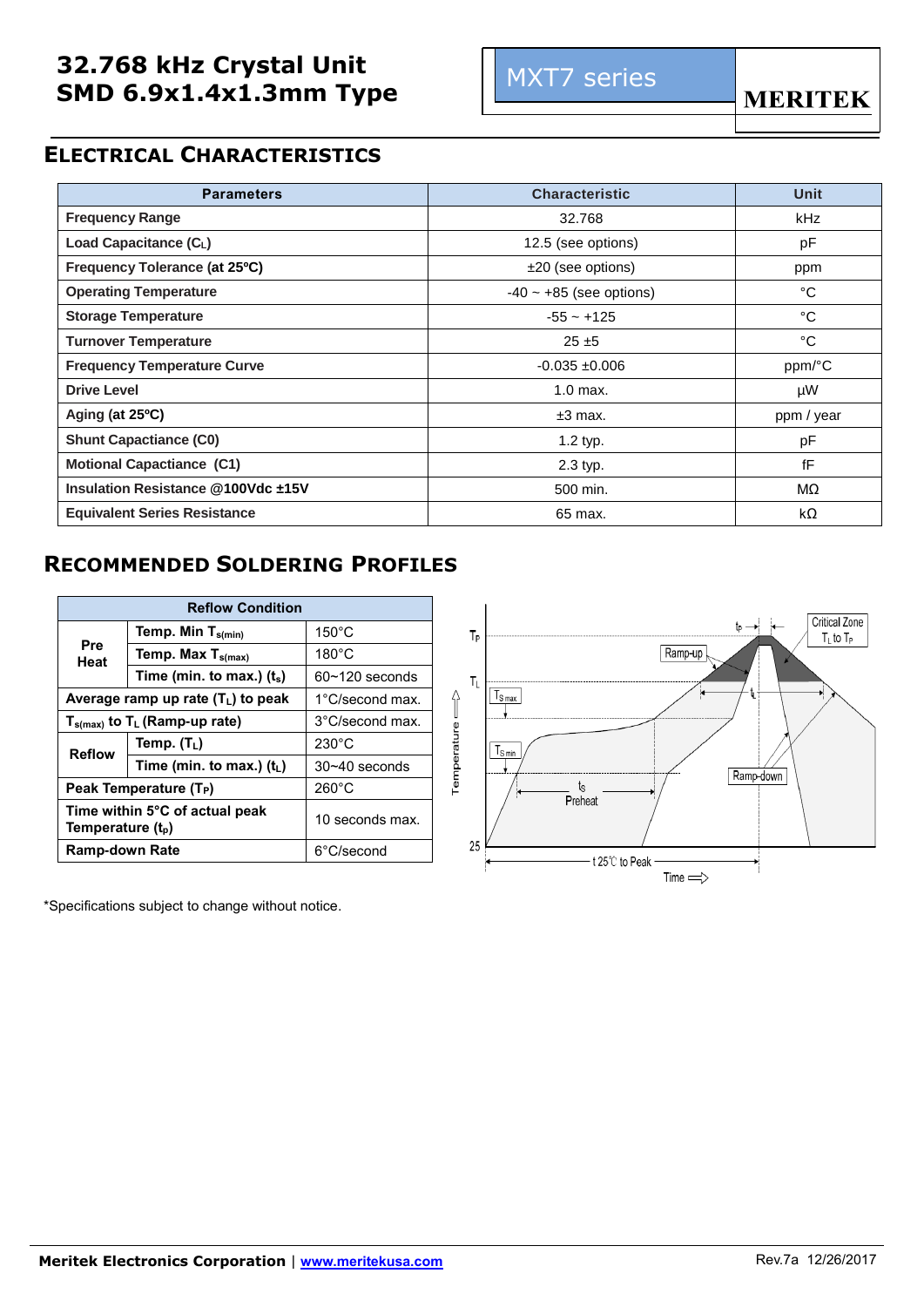# 32.768 kHz Crystal Unit
# SMD 6.9x1.4x1.3mm Type

MXT7 series

MERITEK

## ELECTRICAL CHARACTERISTICS

| Parameters | Characteristic | Unit |
|---|---|---|
| **Frequency Range** | 32.768 | kHz |
| **Load Capacitance ($C_L$)** | 12.5 (see options) | pF |
| **Frequency Tolerance (at 25ºC)** | ±20 (see options) | ppm |
| **Operating Temperature** | -40 ~ +85 (see options) | °C |
| **Storage Temperature** | -55 ~ +125 | °C |
| **Turnover Temperature** | 25 ±5 | °C |
| **Frequency Temperature Curve** | -0.035 ±0.006 | ppm/°C |
| **Drive Level** | 1.0 max. | µW |
| **Aging (at 25ºC)** | ±3 max. | ppm / year |
| **Shunt Capacitance (C0)** | 1.2 typ. | pF |
| **Motional Capacitance (C1)** | 2.3 typ. | fF |
| **Insulation Resistance @100Vdc ±15V** | 500 min. | MΩ |
| **Equivalent Series Resistance** | 65 max. | kΩ |

## RECOMMENDED SOLDERING PROFILES

| Reflow Condition | | |
|---|---|---|
| **Pre Heat** | **Temp. Min $T_{s(min)}$** | 150°C |
| | **Temp. Max $T_{s(max)}$** | 180°C |
| | **Time (min. to max.) ($t_s$)** | 60~120 seconds |
| **Average ramp up rate ($T_L$) to peak** | | 1°C/second max. |
| **$T_{s(max)}$ to $T_L$ (Ramp-up rate)** | | 3°C/second max. |
| **Reflow** | **Temp. ($T_L$)** | 230°C |
| | **Time (min. to max.) ($t_L$)** | 30~40 seconds |
| **Peak Temperature ($T_P$)** | | 260°C |
| **Time within 5°C of actual peak Temperature ($t_p$)** | | 10 seconds max. |
| **Ramp-down Rate** | | 6°C/second |

$T_P$
$T_L$
$T_{S\,max}$
$T_{S\,min}$
25
Temperature
$t_P$
Critical Zone
$T_L$ to $T_P$
Ramp-up
$t_L$
Ramp-down
$t_S$
Preheat
t 25℃ to Peak
Time

*Specifications subject to change without notice.

**Meritek Electronics Corporation** | www.meritekusa.com Rev.7a 12/26/2017